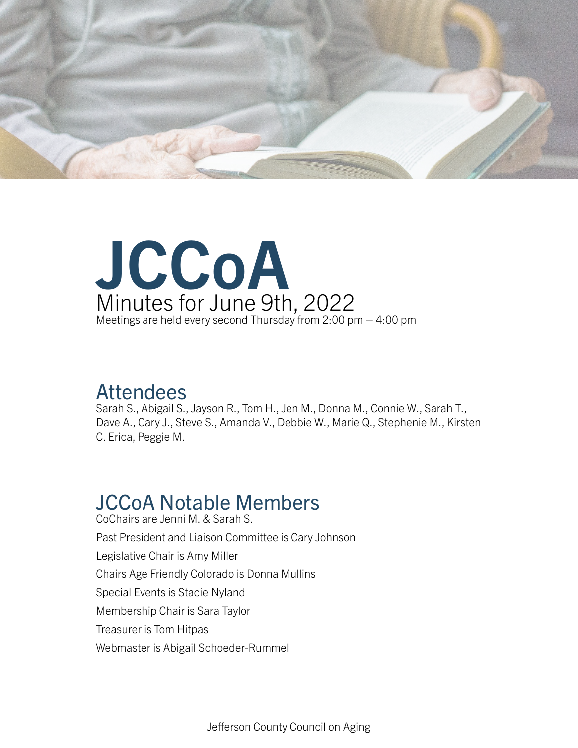# JCCoA

## Minutes for June 9th, 2022

Meetings are held every second Thursday from 2:00 pm – 4:00 pm

## Attendees

Sarah S., Abigail S., Jayson R., Tom H., Jen M., Donna M., Connie W., Sarah T., Dave A., Cary J., Steve S., Amanda V., Debbie W., Marie Q., Stephenie M., Kirsten C. Erica, Peggie M.

## JCCoA Notable Members

CoChairs are Jenni M. & Sarah S.

Past President and Liaison Committee is Cary Johnson

Legislative Chair is Amy Miller

Chairs Age Friendly Colorado is Donna Mullins

Special Events is Stacie Nyland

Membership Chair is Sara Taylor

Treasurer is Tom Hitpas

Webmaster is Abigail Schoeder-Rummel

Jefferson County Council on Aging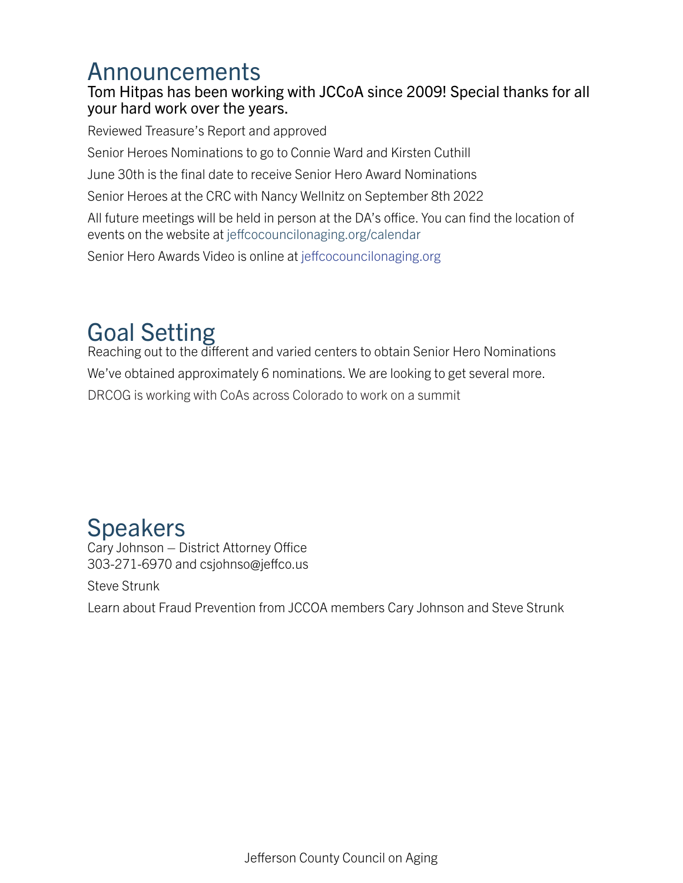# Announcements

### Tom Hitpas has been working with JCCoA since 2009! Special thanks for all your hard work over the years.

Reviewed Treasure's Report and approved

Senior Heroes Nominations to go to Connie Ward and Kirsten Cuthill

June 30th is the final date to receive Senior Hero Award Nominations

Senior Heroes at the CRC with Nancy Wellnitz on September 8th 2022

All future meetings will be held in person at the DA's office. You can find the location of events on the website at jeffcocouncilonaging.org/calendar

Senior Hero Awards Video is online at jeffcocouncilonaging.org

# Goal Setting

Reaching out to the different and varied centers to obtain Senior Hero Nominations

We've obtained approximately 6 nominations. We are looking to get several more.

DRCOG is working with CoAs across Colorado to work on a summit

# Speakers

Cary Johnson – District Attorney Office
303-271-6970 and csjohnso@jeffco.us

Steve Strunk

Learn about Fraud Prevention from JCCOA members Cary Johnson and Steve Strunk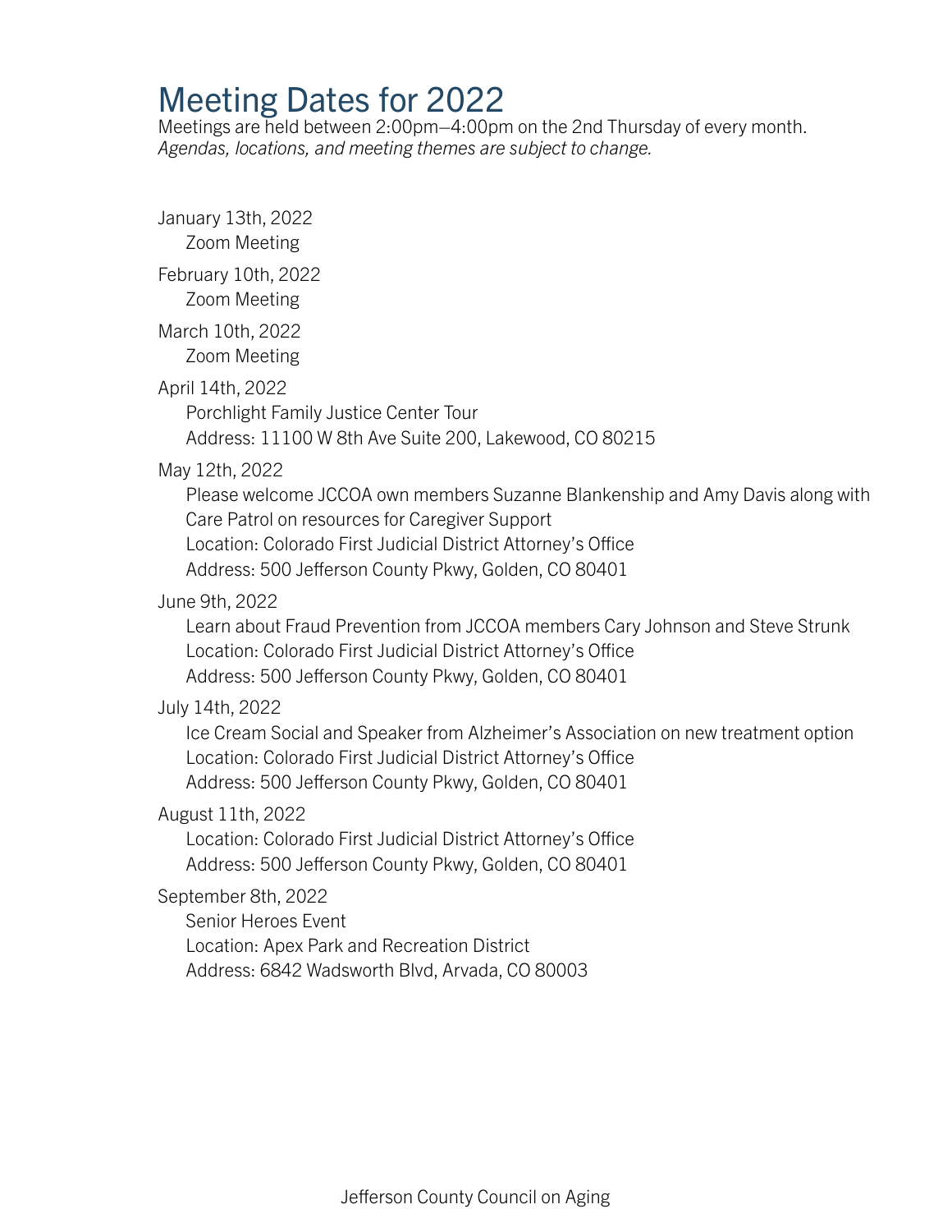# Meeting Dates for 2022

Meetings are held between 2:00pm–4:00pm on the 2nd Thursday of every month.
*Agendas, locations, and meeting themes are subject to change.*

January 13th, 2022
Zoom Meeting

February 10th, 2022
Zoom Meeting

March 10th, 2022
Zoom Meeting

April 14th, 2022
Porchlight Family Justice Center Tour
Address: 11100 W 8th Ave Suite 200, Lakewood, CO 80215

May 12th, 2022
Please welcome JCCOA own members Suzanne Blankenship and Amy Davis along with Care Patrol on resources for Caregiver Support
Location: Colorado First Judicial District Attorney's Office
Address: 500 Jefferson County Pkwy, Golden, CO 80401

June 9th, 2022
Learn about Fraud Prevention from JCCOA members Cary Johnson and Steve Strunk
Location: Colorado First Judicial District Attorney's Office
Address: 500 Jefferson County Pkwy, Golden, CO 80401

July 14th, 2022
Ice Cream Social and Speaker from Alzheimer's Association on new treatment option
Location: Colorado First Judicial District Attorney's Office
Address: 500 Jefferson County Pkwy, Golden, CO 80401

August 11th, 2022
Location: Colorado First Judicial District Attorney's Office
Address: 500 Jefferson County Pkwy, Golden, CO 80401

September 8th, 2022
Senior Heroes Event
Location: Apex Park and Recreation District
Address: 6842 Wadsworth Blvd, Arvada, CO 80003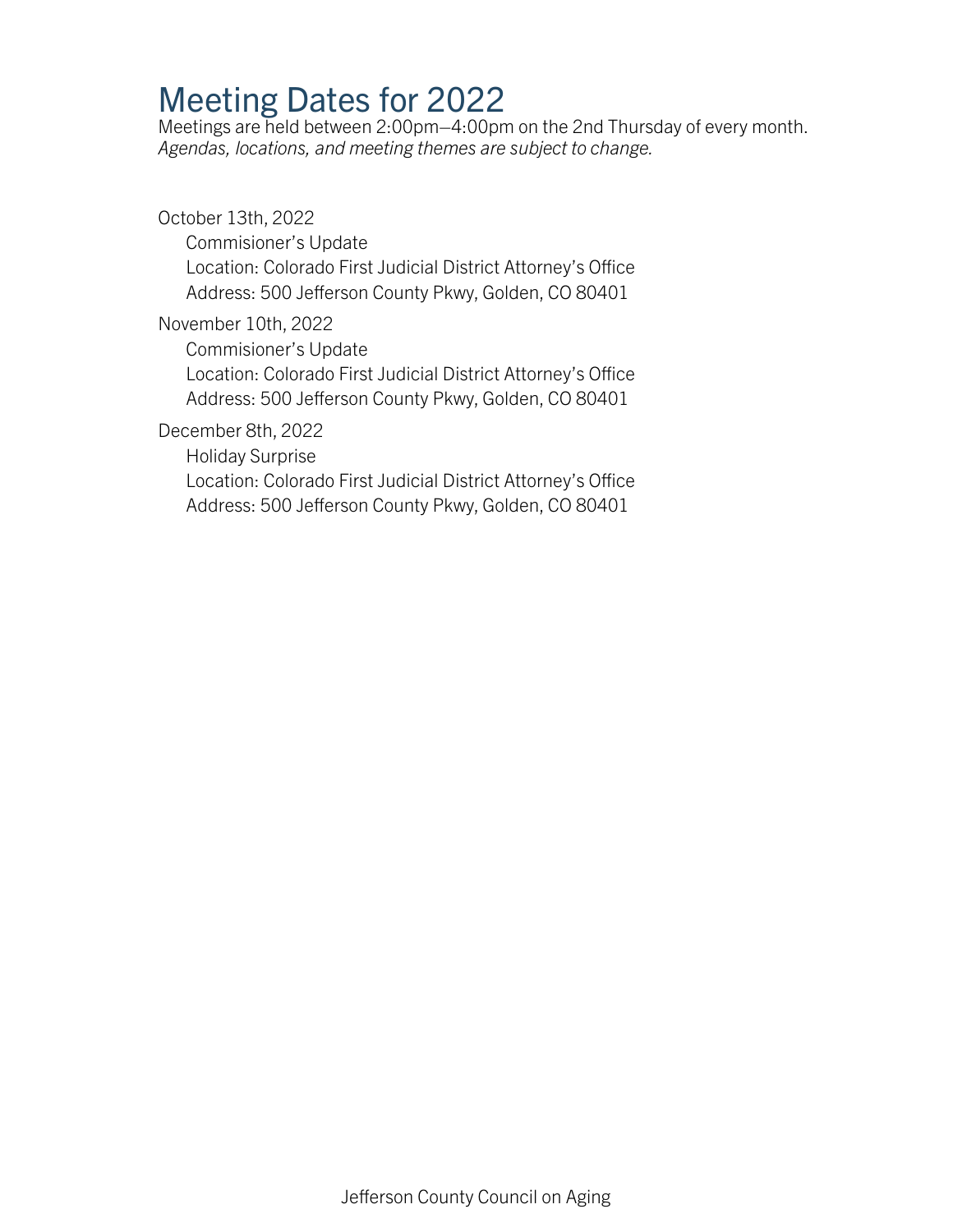# Meeting Dates for 2022

Meetings are held between 2:00pm–4:00pm on the 2nd Thursday of every month.
*Agendas, locations, and meeting themes are subject to change.*

October 13th, 2022
- Commisioner's Update
- Location: Colorado First Judicial District Attorney's Office
- Address: 500 Jefferson County Pkwy, Golden, CO 80401

November 10th, 2022
- Commisioner's Update
- Location: Colorado First Judicial District Attorney's Office
- Address: 500 Jefferson County Pkwy, Golden, CO 80401

December 8th, 2022
- Holiday Surprise
- Location: Colorado First Judicial District Attorney's Office
- Address: 500 Jefferson County Pkwy, Golden, CO 80401

Jefferson County Council on Aging